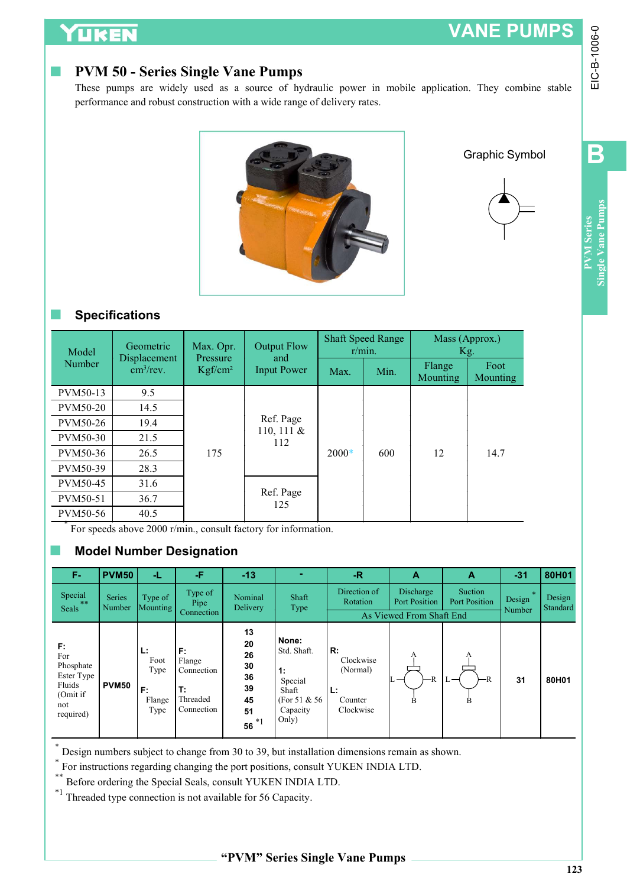# PVM 50 - Series Single Vane Pumps

These pumps are widely used as a source of hydraulic power in mobile application. They combine stable performance and robust construction with a wide range of delivery rates.

Graphic Symbol

## Specifications

| Model Number | Geometric Displacement $cm^3$/rev. | Max. Opr. Pressure Kgf/cm² | Output Flow and Input Power | Shaft Speed Range r/min. | | Mass (Approx.) Kg. | |
|---|---|---|---|---|---|---|---|
| | | | | Max. | Min. | Flange Mounting | Foot Mounting |
| PVM50-13 | 9.5 | 175 | Ref. Page 110, 111 & 112 | 2000* | 600 | 12 | 14.7 |
| PVM50-20 | 14.5 | | | | | | |
| PVM50-26 | 19.4 | | | | | | |
| PVM50-30 | 21.5 | | | | | | |
| PVM50-36 | 26.5 | | | | | | |
| PVM50-39 | 28.3 | | | | | | |
| PVM50-45 | 31.6 | | Ref. Page 125 | | | | |
| PVM50-51 | 36.7 | | | | | | |
| PVM50-56 | 40.5 | | | | | | |

\* For speeds above 2000 r/min., consult factory for information.

## Model Number Designation

| F- | PVM50 | -L | -F | -13 | - | -R | A | A | -31 | 80H01 |
|---|---|---|---|---|---|---|---|---|---|---|
| Special Seals ** | Series Number | Type of Mounting | Type of Pipe Connection | Nominal Delivery | Shaft Type | Direction of Rotation (As Viewed From Shaft End) | Discharge Port Position (As Viewed From Shaft End) | Suction Port Position (As Viewed From Shaft End) | Design Number * | Design Standard |
| **F:** For Phosphate Ester Type Fluids (Omit if not required) | **PVM50** | **L:** Foot Type<br>**F:** Flange Type | **F:** Flange Connection<br>**T:** Threaded Connection | **13**, **20**, **26**, **30**, **36**, **39**, **45**, **51**, **56** *1 | **None:** Std. Shaft.<br>**1:** Special Shaft (For 51 & 56 Capacity Only) | **R:** Clockwise (Normal)<br>**L:** Counter Clockwise | A, L, R, B | A, L, R, B | **31** | **80H01** |

\* Design numbers subject to change from 30 to 39, but installation dimensions remain as shown.

\* For instructions regarding changing the port positions, consult YUKEN INDIA LTD.

\** Before ordering the Special Seals, consult YUKEN INDIA LTD.

*1 Threaded type connection is not available for 56 Capacity.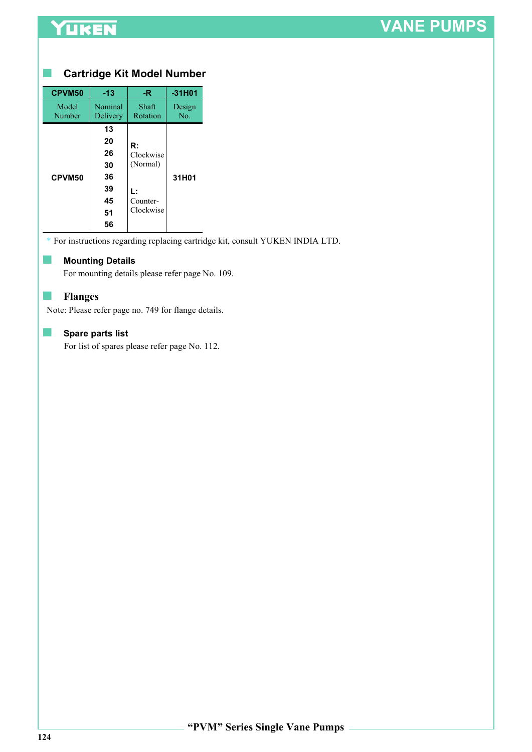## Cartridge Kit Model Number

| CPVM50 | -13 | -R | -31H01 |
|---|---|---|---|
| Model Number | Nominal Delivery | Shaft Rotation | Design No. |
| **CPVM50** | **13**<br>**20**<br>**26**<br>**30**<br>**36**<br>**39**<br>**45**<br>**51**<br>**56** | **R:** Clockwise (Normal)<br><br>**L:** Counter-Clockwise | **31H01** |

\* For instructions regarding replacing cartridge kit, consult YUKEN INDIA LTD.

## Mounting Details

For mounting details please refer page No. 109.

## Flanges

Note: Please refer page no. 749 for flange details.

## Spare parts list

For list of spares please refer page No. 112.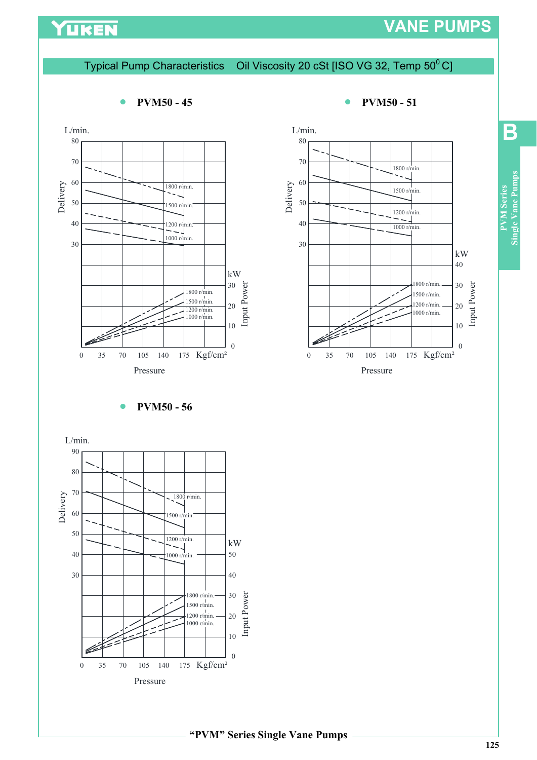## Typical Pump Characteristics Oil Viscosity 20 cSt [ISO VG 32, Temp $50^0$ C]

● **PVM50 - 45**

L/min.

Delivery

1800 r/min.
1500 r/min.
1200 r/min.
1000 r/min.

kW

Input Power

1800 r/min.
1500 r/min.
1200 r/min.
1000 r/min.

0 35 70 105 140 175 Kgf/cm²

Pressure

● **PVM50 - 51**

L/min.

Delivery

1800 r/min.
1500 r/min.
1200 r/min.
1000 r/min.

kW

Input Power

1800 r/min.
1500 r/min.
1200 r/min.
1000 r/min.

0 35 70 105 140 175 Kgf/cm²

Pressure

● **PVM50 - 56**

L/min.

Delivery

1800 r/min.
1500 r/min.
1200 r/min.
1000 r/min.

kW

Input Power

1800 r/min.
1500 r/min.
1200 r/min.
1000 r/min.

0 35 70 105 140 175 Kgf/cm²

Pressure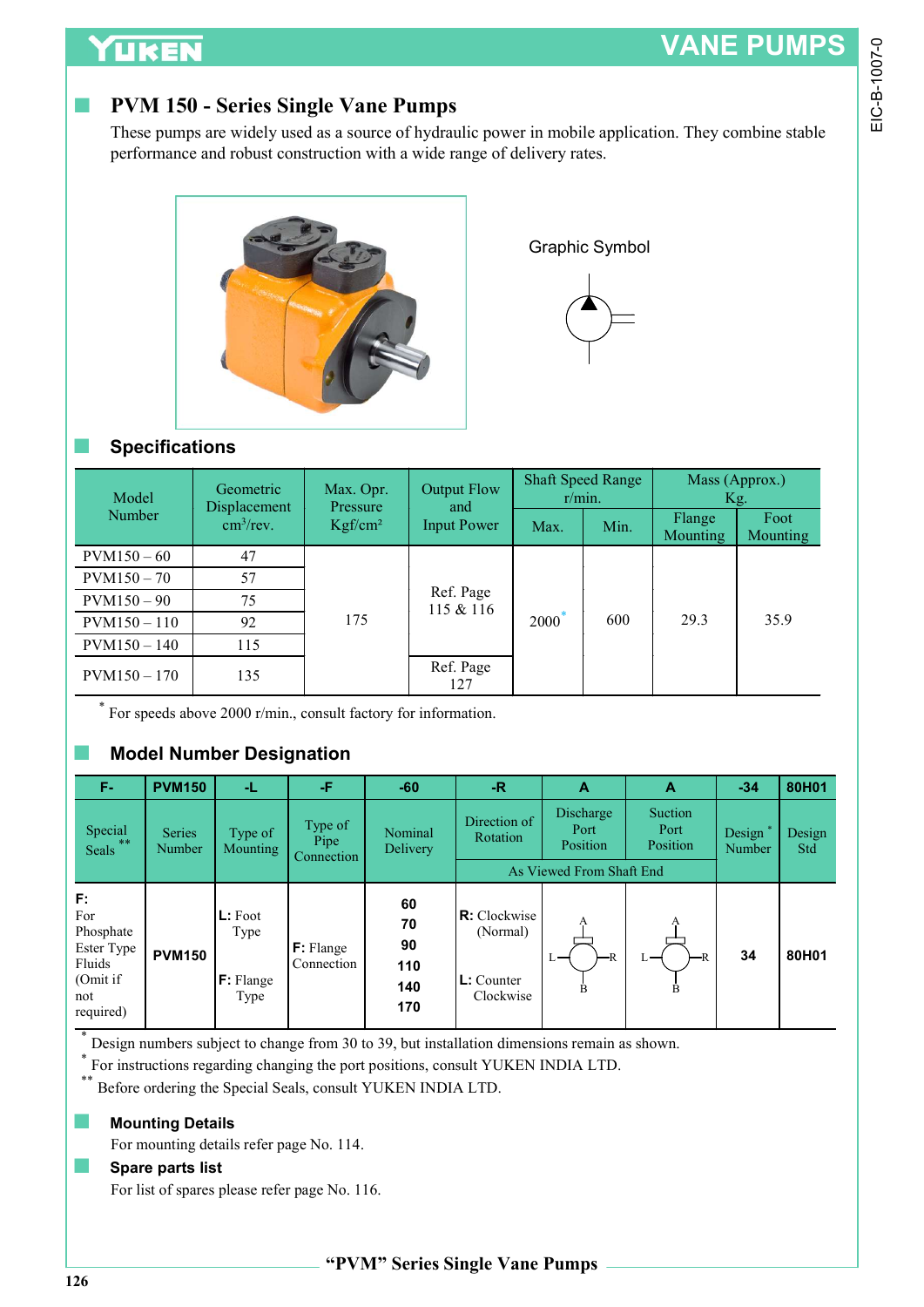## PVM 150 - Series Single Vane Pumps

These pumps are widely used as a source of hydraulic power in mobile application. They combine stable performance and robust construction with a wide range of delivery rates.

Graphic Symbol

## Specifications

| Model Number | Geometric Displacement $cm^3$/rev. | Max. Opr. Pressure Kgf/cm² | Output Flow and Input Power | Shaft Speed Range r/min. | | Mass (Approx.) Kg. | |
|---|---|---|---|---|---|---|---|
| | | | | Max. | Min. | Flange Mounting | Foot Mounting |
| PVM150 – 60 | 47 | 175 | Ref. Page 115 & 116 | 2000* | 600 | 29.3 | 35.9 |
| PVM150 – 70 | 57 | | | | | | |
| PVM150 – 90 | 75 | | | | | | |
| PVM150 – 110 | 92 | | | | | | |
| PVM150 – 140 | 115 | | | | | | |
| PVM150 – 170 | 135 | | Ref. Page 127 | | | | |

\* For speeds above 2000 r/min., consult factory for information.

## Model Number Designation

| F- | PVM150 | -L | -F | -60 | -R | A | A | -34 | 80H01 |
|---|---|---|---|---|---|---|---|---|---|
| Special Seals ** | Series Number | Type of Mounting | Type of Pipe Connection | Nominal Delivery | Direction of Rotation | Discharge Port Position (As Viewed From Shaft End) | Suction Port Position (As Viewed From Shaft End) | Design * Number | Design Std |
| **F:** For Phosphate Ester Type Fluids (Omit if not required) | **PVM150** | **L:** Foot Type<br>**F:** Flange Type | **F:** Flange Connection | **60**<br>**70**<br>**90**<br>**110**<br>**140**<br>**170** | **R:** Clockwise (Normal)<br>**L:** Counter Clockwise | A, L, R, B | A, L, R, B | **34** | **80H01** |

\* Design numbers subject to change from 30 to 39, but installation dimensions remain as shown.

\* For instructions regarding changing the port positions, consult YUKEN INDIA LTD.

\*\* Before ordering the Special Seals, consult YUKEN INDIA LTD.

### Mounting Details

For mounting details refer page No. 114.

### Spare parts list

For list of spares please refer page No. 116.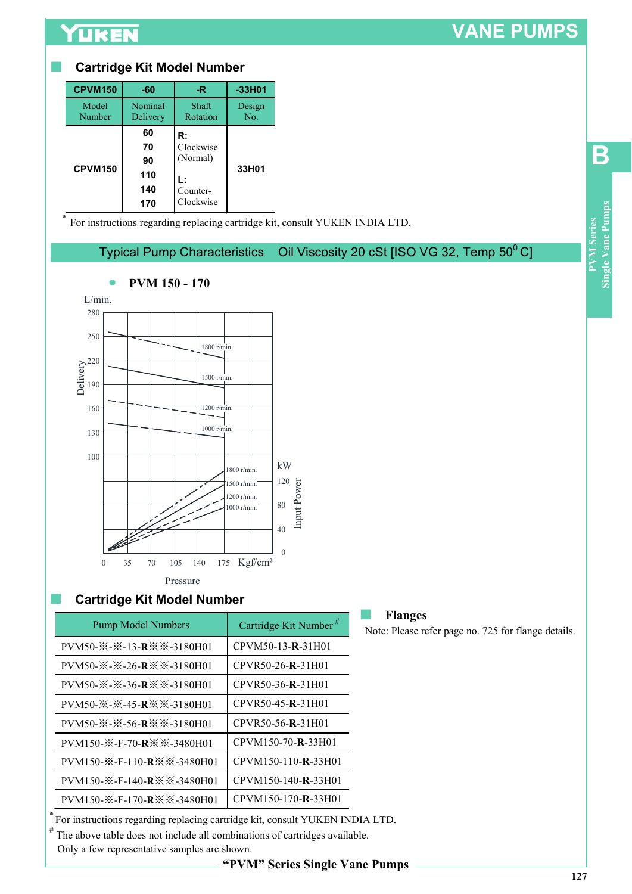## Cartridge Kit Model Number

| CPVM150 | -60 | -R | -33H01 |
|---|---|---|---|
| Model Number | Nominal Delivery | Shaft Rotation | Design No. |
| CPVM150 | 60<br>70<br>90<br>110<br>140<br>170 | **R:** Clockwise (Normal)<br>**L:** Counter-Clockwise | 33H01 |

* For instructions regarding replacing cartridge kit, consult YUKEN INDIA LTD.

## Typical Pump Characteristics  Oil Viscosity 20 cSt [ISO VG 32, Temp 50$^0$ C]

- **PVM 150 - 170**

L/min.
280
250
220
190
160
130
100
Delivery
1800 r/min.
1500 r/min.
1200 r/min.
1000 r/min.
kW
120
80
40
0
Input Power
1800 r/min.
1500 r/min.
1200 r/min.
1000 r/min.
0 35 70 105 140 175 Kgf/cm²
Pressure

## Cartridge Kit Model Number

| Pump Model Numbers | Cartridge Kit Number # |
|---|---|
| PVM50-※-※-13-**R**※※-3180H01 | CPVM50-13-**R**-31H01 |
| PVM50-※-※-26-**R**※※-3180H01 | CPVR50-26-**R**-31H01 |
| PVM50-※-※-36-**R**※※-3180H01 | CPVR50-36-**R**-31H01 |
| PVM50-※-※-45-**R**※※-3180H01 | CPVR50-45-**R**-31H01 |
| PVM50-※-※-56-**R**※※-3180H01 | CPVR50-56-**R**-31H01 |
| PVM150-※-F-70-**R**※※-3480H01 | CPVM150-70-**R**-33H01 |
| PVM150-※-F-110-**R**※※-3480H01 | CPVM150-110-**R**-33H01 |
| PVM150-※-F-140-**R**※※-3480H01 | CPVM150-140-**R**-33H01 |
| PVM150-※-F-170-**R**※※-3480H01 | CPVM150-170-**R**-33H01 |

* For instructions regarding replacing cartridge kit, consult YUKEN INDIA LTD.
# The above table does not include all combinations of cartridges available.
Only a few representative samples are shown.

## Flanges

Note: Please refer page no. 725 for flange details.